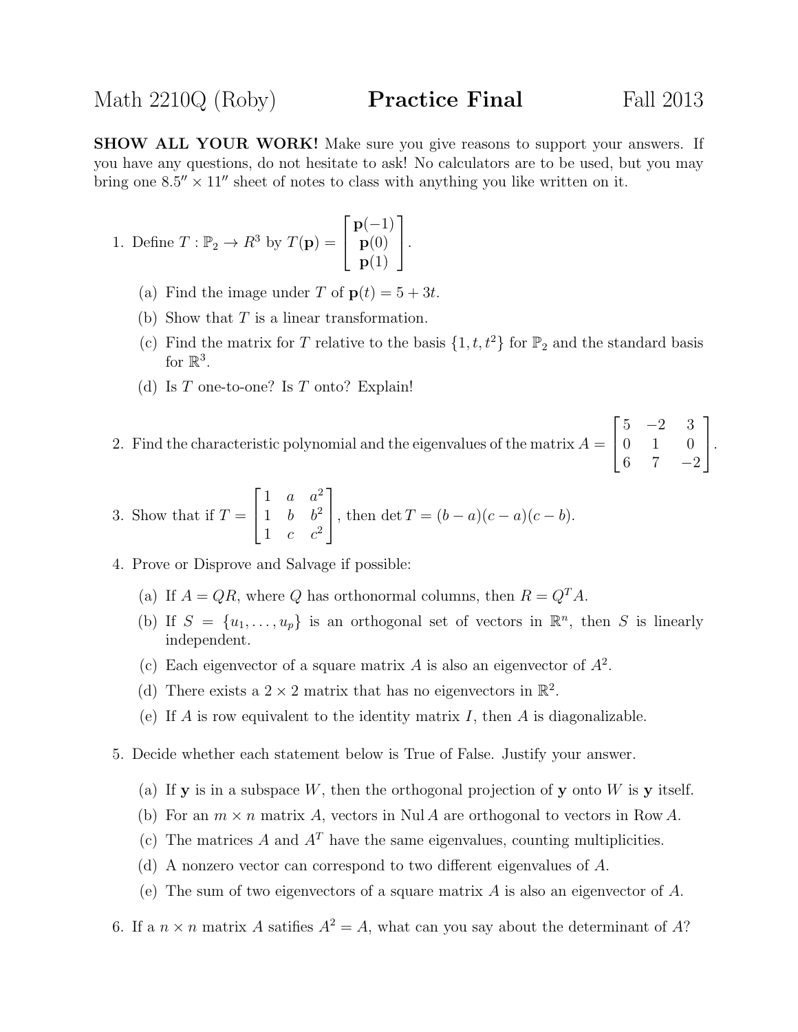# Math 2210Q (Roby) **Practice Final** Fall 2013

**SHOW ALL YOUR WORK!** Make sure you give reasons to support your answers. If you have any questions, do not hesitate to ask! No calculators are to be used, but you may bring one $8.5'' \times 11''$ sheet of notes to class with anything you like written on it.

1. Define $T : \mathbb{P}_2 \to R^3$ by $T(\mathbf{p}) = \begin{bmatrix} \mathbf{p}(-1) \\ \mathbf{p}(0) \\ \mathbf{p}(1) \end{bmatrix}$.

   (a) Find the image under $T$ of $\mathbf{p}(t) = 5 + 3t$.

   (b) Show that $T$ is a linear transformation.

   (c) Find the matrix for $T$ relative to the basis $\{1, t, t^2\}$ for $\mathbb{P}_2$ and the standard basis for $\mathbb{R}^3$.

   (d) Is $T$ one-to-one? Is $T$ onto? Explain!

2. Find the characteristic polynomial and the eigenvalues of the matrix $A = \begin{bmatrix} 5 & -2 & 3 \\ 0 & 1 & 0 \\ 6 & 7 & -2 \end{bmatrix}$.

3. Show that if $T = \begin{bmatrix} 1 & a & a^2 \\ 1 & b & b^2 \\ 1 & c & c^2 \end{bmatrix}$, then $\det T = (b-a)(c-a)(c-b)$.

4. Prove or Disprove and Salvage if possible:

   (a) If $A = QR$, where $Q$ has orthonormal columns, then $R = Q^T A$.

   (b) If $S = \{u_1, \ldots, u_p\}$ is an orthogonal set of vectors in $\mathbb{R}^n$, then $S$ is linearly independent.

   (c) Each eigenvector of a square matrix $A$ is also an eigenvector of $A^2$.

   (d) There exists a $2 \times 2$ matrix that has no eigenvectors in $\mathbb{R}^2$.

   (e) If $A$ is row equivalent to the identity matrix $I$, then $A$ is diagonalizable.

5. Decide whether each statement below is True of False. Justify your answer.

   (a) If $\mathbf{y}$ is in a subspace $W$, then the orthogonal projection of $\mathbf{y}$ onto $W$ is $\mathbf{y}$ itself.

   (b) For an $m \times n$ matrix $A$, vectors in $\operatorname{Nul} A$ are orthogonal to vectors in $\operatorname{Row} A$.

   (c) The matrices $A$ and $A^T$ have the same eigenvalues, counting multiplicities.

   (d) A nonzero vector can correspond to two different eigenvalues of $A$.

   (e) The sum of two eigenvectors of a square matrix $A$ is also an eigenvector of $A$.

6. If a $n \times n$ matrix $A$ satifies $A^2 = A$, what can you say about the determinant of $A$?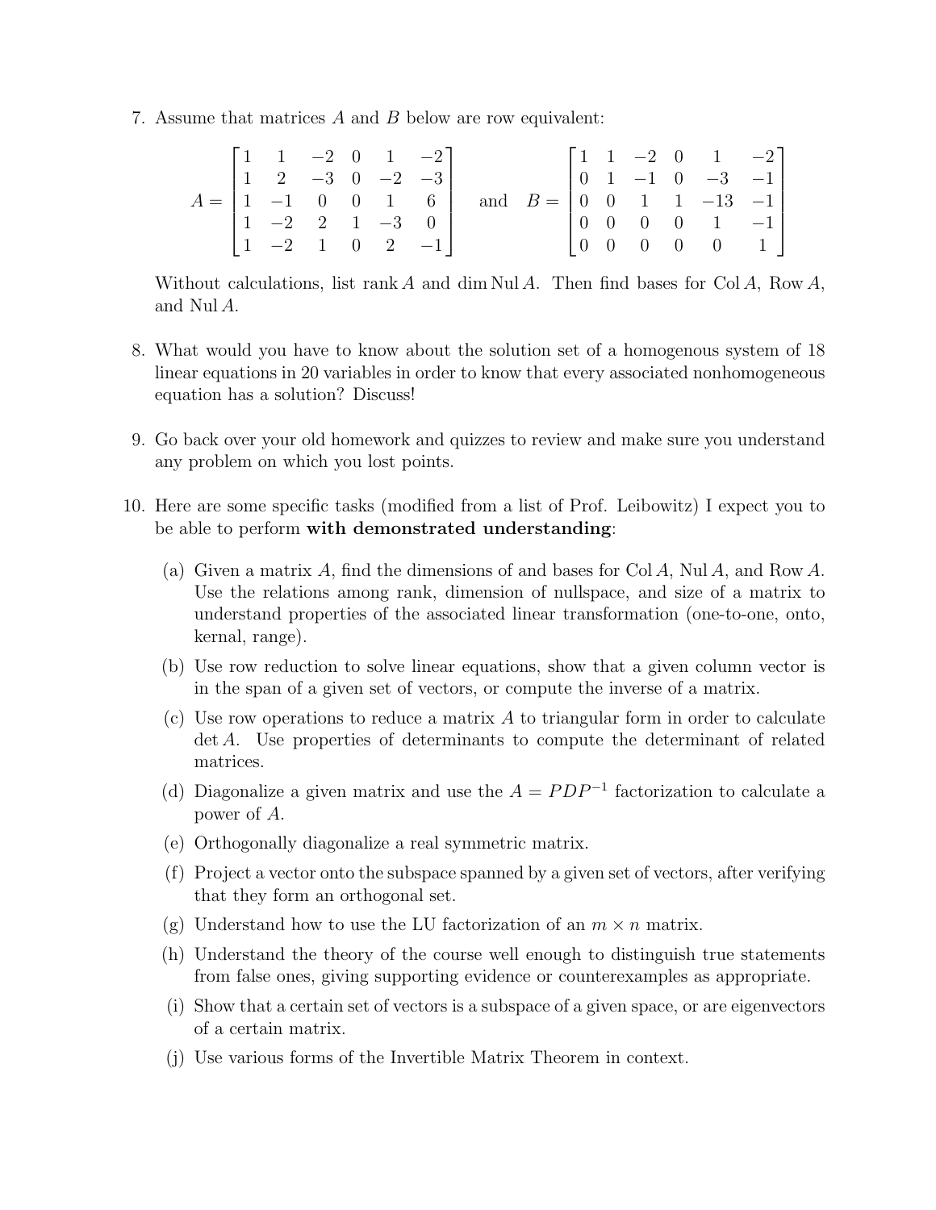7. Assume that matrices $A$ and $B$ below are row equivalent:

$$A = \begin{bmatrix} 1 & 1 & -2 & 0 & 1 & -2 \\ 1 & 2 & -3 & 0 & -2 & -3 \\ 1 & -1 & 0 & 0 & 1 & 6 \\ 1 & -2 & 2 & 1 & -3 & 0 \\ 1 & -2 & 1 & 0 & 2 & -1 \end{bmatrix} \quad \text{and} \quad B = \begin{bmatrix} 1 & 1 & -2 & 0 & 1 & -2 \\ 0 & 1 & -1 & 0 & -3 & -1 \\ 0 & 0 & 1 & 1 & -13 & -1 \\ 0 & 0 & 0 & 0 & 1 & -1 \\ 0 & 0 & 0 & 0 & 0 & 1 \end{bmatrix}$$

   Without calculations, list $\operatorname{rank} A$ and $\dim \operatorname{Nul} A$. Then find bases for $\operatorname{Col} A$, $\operatorname{Row} A$, and $\operatorname{Nul} A$.

8. What would you have to know about the solution set of a homogenous system of 18 linear equations in 20 variables in order to know that every associated nonhomogeneous equation has a solution? Discuss!

9. Go back over your old homework and quizzes to review and make sure you understand any problem on which you lost points.

10. Here are some specific tasks (modified from a list of Prof. Leibowitz) I expect you to be able to perform **with demonstrated understanding**:

    (a) Given a matrix $A$, find the dimensions of and bases for $\operatorname{Col} A$, $\operatorname{Nul} A$, and $\operatorname{Row} A$. Use the relations among rank, dimension of nullspace, and size of a matrix to understand properties of the associated linear transformation (one-to-one, onto, kernal, range).

    (b) Use row reduction to solve linear equations, show that a given column vector is in the span of a given set of vectors, or compute the inverse of a matrix.

    (c) Use row operations to reduce a matrix $A$ to triangular form in order to calculate $\det A$. Use properties of determinants to compute the determinant of related matrices.

    (d) Diagonalize a given matrix and use the $A = PDP^{-1}$ factorization to calculate a power of $A$.

    (e) Orthogonally diagonalize a real symmetric matrix.

    (f) Project a vector onto the subspace spanned by a given set of vectors, after verifying that they form an orthogonal set.

    (g) Understand how to use the LU factorization of an $m \times n$ matrix.

    (h) Understand the theory of the course well enough to distinguish true statements from false ones, giving supporting evidence or counterexamples as appropriate.

    (i) Show that a certain set of vectors is a subspace of a given space, or are eigenvectors of a certain matrix.

    (j) Use various forms of the Invertible Matrix Theorem in context.